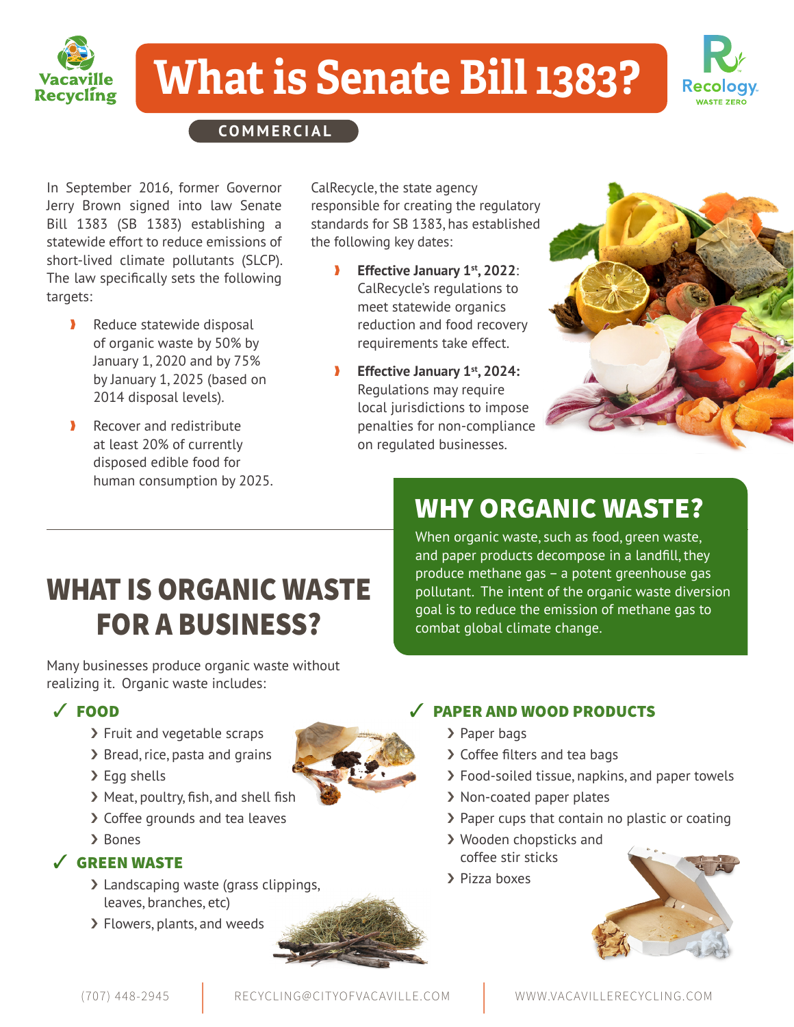Vacaville Recycling

# What is Senate Bill 1383?

Recology WASTE ZERO

**COMMERCIAL**

In September 2016, former Governor Jerry Brown signed into law Senate Bill 1383 (SB 1383) establishing a statewide effort to reduce emissions of short-lived climate pollutants (SLCP). The law specifically sets the following targets:

- Reduce statewide disposal of organic waste by 50% by January 1, 2020 and by 75% by January 1, 2025 (based on 2014 disposal levels).
- Recover and redistribute at least 20% of currently disposed edible food for human consumption by 2025.

CalRecycle, the state agency responsible for creating the regulatory standards for SB 1383, has established the following key dates:

- **Effective January 1st, 2022**: CalRecycle's regulations to meet statewide organics reduction and food recovery requirements take effect.
- **Effective January 1st, 2024:** Regulations may require local jurisdictions to impose penalties for non-compliance on regulated businesses.

## WHY ORGANIC WASTE?

When organic waste, such as food, green waste, and paper products decompose in a landfill, they produce methane gas – a potent greenhouse gas pollutant. The intent of the organic waste diversion goal is to reduce the emission of methane gas to combat global climate change.

## WHAT IS ORGANIC WASTE FOR A BUSINESS?

Many businesses produce organic waste without realizing it. Organic waste includes:

### ✓ FOOD

- Fruit and vegetable scraps
- Bread, rice, pasta and grains
- Egg shells
- Meat, poultry, fish, and shell fish
- Coffee grounds and tea leaves
- Bones

### ✓ GREEN WASTE

- Landscaping waste (grass clippings, leaves, branches, etc)
- Flowers, plants, and weeds

### ✓ PAPER AND WOOD PRODUCTS

- Paper bags
- Coffee filters and tea bags
- Food-soiled tissue, napkins, and paper towels
- Non-coated paper plates
- Paper cups that contain no plastic or coating
- Wooden chopsticks and coffee stir sticks
- Pizza boxes

(707) 448-2945 | RECYCLING@CITYOFVACAVILLE.COM | WWW.VACAVILLERECYCLING.COM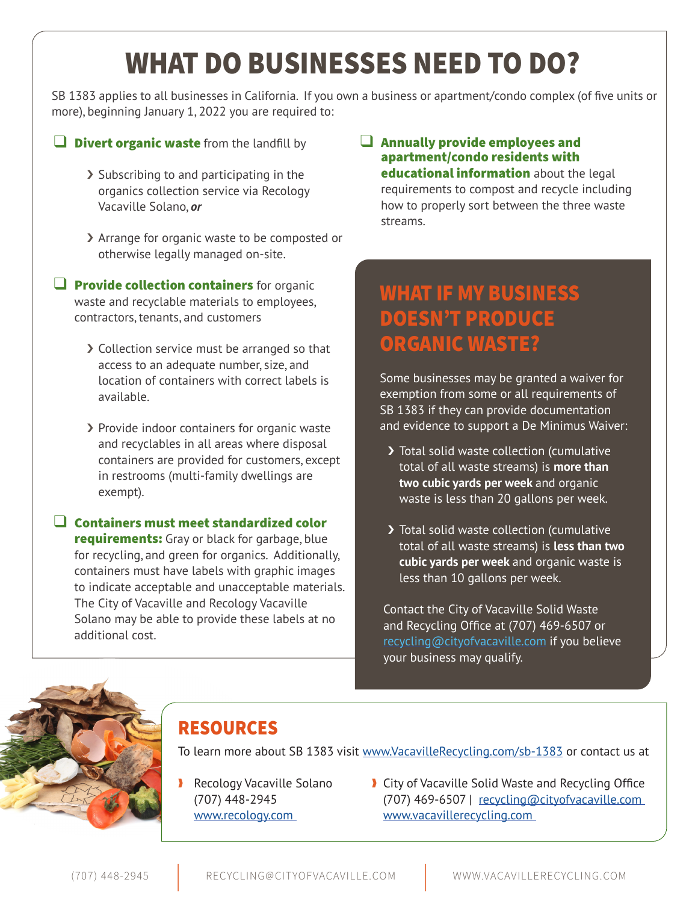# WHAT DO BUSINESSES NEED TO DO?

SB 1383 applies to all businesses in California. If you own a business or apartment/condo complex (of five units or more), beginning January 1, 2022 you are required to:

- ☐ **Divert organic waste** from the landfill by
  - Subscribing to and participating in the organics collection service via Recology Vacaville Solano, ***or***
  - Arrange for organic waste to be composted or otherwise legally managed on-site.

- ☐ **Provide collection containers** for organic waste and recyclable materials to employees, contractors, tenants, and customers
  - Collection service must be arranged so that access to an adequate number, size, and location of containers with correct labels is available.
  - Provide indoor containers for organic waste and recyclables in all areas where disposal containers are provided for customers, except in restrooms (multi-family dwellings are exempt).

- ☐ **Containers must meet standardized color requirements:** Gray or black for garbage, blue for recycling, and green for organics. Additionally, containers must have labels with graphic images to indicate acceptable and unacceptable materials. The City of Vacaville and Recology Vacaville Solano may be able to provide these labels at no additional cost.

- ☐ **Annually provide employees and apartment/condo residents with educational information** about the legal requirements to compost and recycle including how to properly sort between the three waste streams.

## WHAT IF MY BUSINESS DOESN'T PRODUCE ORGANIC WASTE?

Some businesses may be granted a waiver for exemption from some or all requirements of SB 1383 if they can provide documentation and evidence to support a De Minimus Waiver:

- Total solid waste collection (cumulative total of all waste streams) is **more than two cubic yards per week** and organic waste is less than 20 gallons per week.
- Total solid waste collection (cumulative total of all waste streams) is **less than two cubic yards per week** and organic waste is less than 10 gallons per week.

Contact the City of Vacaville Solid Waste and Recycling Office at (707) 469-6507 or recycling@cityofvacaville.com if you believe your business may qualify.

## RESOURCES

To learn more about SB 1383 visit www.VacavilleRecycling.com/sb-1383 or contact us at

- Recology Vacaville Solano
  (707) 448-2945
  www.recology.com
- City of Vacaville Solid Waste and Recycling Office
  (707) 469-6507 | recycling@cityofvacaville.com
  www.vacavillerecycling.com

(707) 448-2945 | RECYCLING@CITYOFVACAVILLE.COM | WWW.VACAVILLERECYCLING.COM